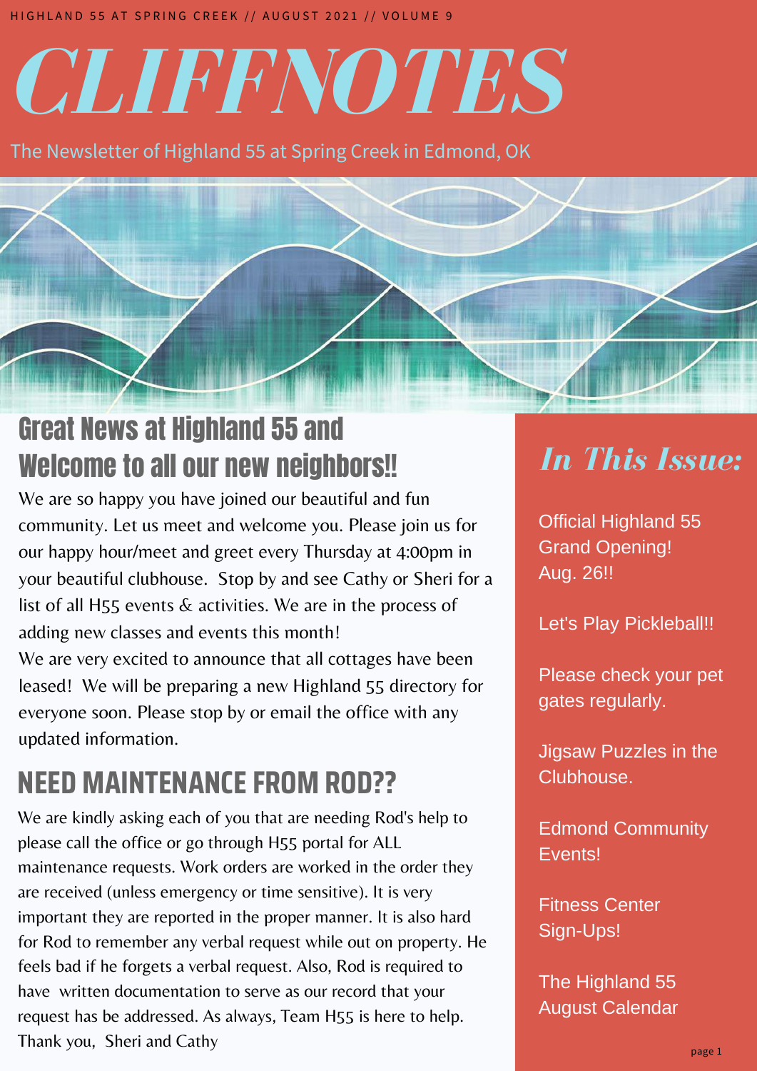HIGHLAND 55 AT SPRING CREEK // AUGUST 2021 // VOLUME 9

# CLIFFNOTES

The Newsletter of Highland 55 at Spring Creek in Edmond, OK

## Great News at Highland 55 and Welcome to all our new neighbors!!

We are so happy you have joined our beautiful and fun community. Let us meet and welcome you. Please join us for our happy hour/meet and greet every Thursday at 4:00pm in your beautiful clubhouse. Stop by and see Cathy or Sheri for a list of all H55 events & activities. We are in the process of adding new classes and events this month!

We are very excited to announce that all cottages have been leased! We will be preparing a new Highland 55 directory for everyone soon. Please stop by or email the office with any updated information.

## NEED MAINTENANCE FROM ROD??

We are kindly asking each of you that are needing Rod's help to please call the office or go through H55 portal for ALL maintenance requests. Work orders are worked in the order they are received (unless emergency or time sensitive). It is very important they are reported in the proper manner. It is also hard for Rod to remember any verbal request while out on property. He feels bad if he forgets a verbal request. Also, Rod is required to have written documentation to serve as our record that your request has be addressed. As always, Team H55 is here to help. Thank you, Sheri and Cathy

## *In This Issue:*

- Official Highland 55 Grand Opening! Aug. 26!!
- Let's Play Pickleball!!
- Please check your pet gates regularly.
- Jigsaw Puzzles in the Clubhouse.
- Edmond Community Events!
- Fitness Center Sign-Ups!
- The Highland 55 August Calendar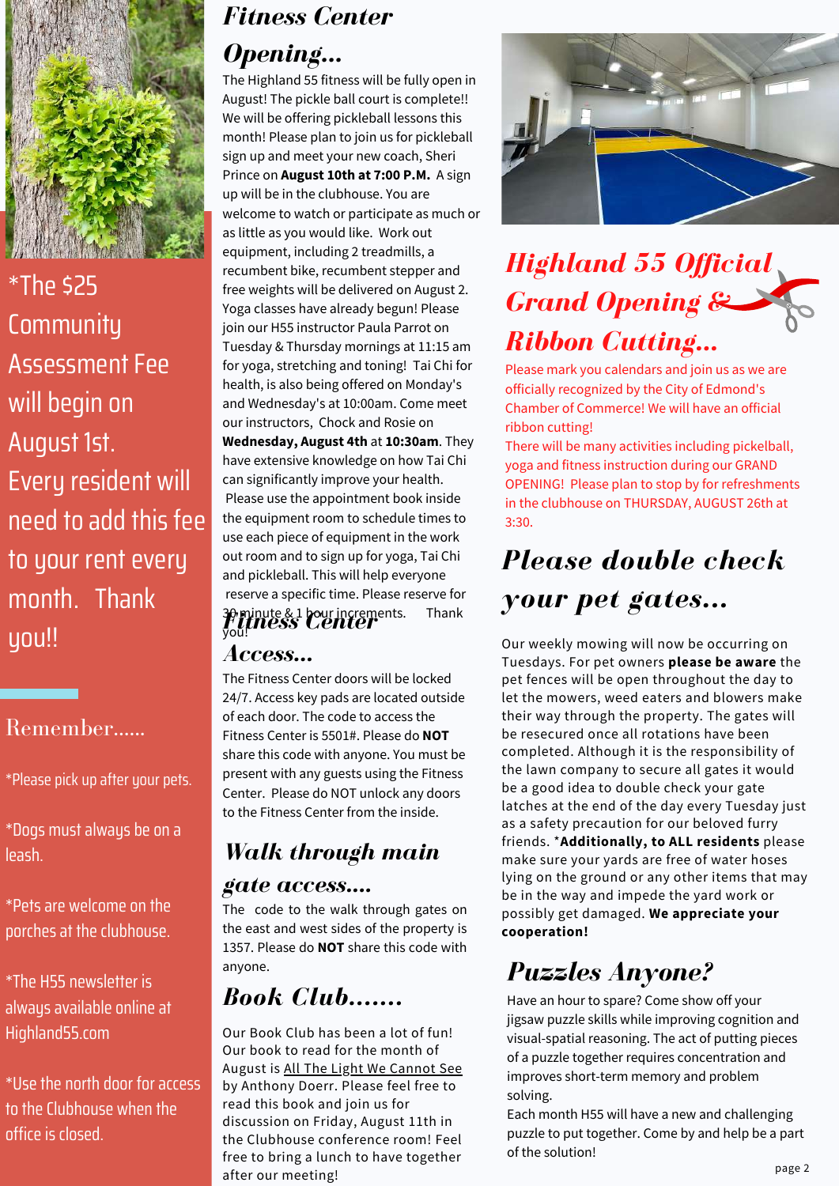*The $25 Community Assessment Fee will begin on August 1st. Every resident will need to add this fee to your rent every month. Thank you!!

## Remember......

*Please pick up after your pets.

*Dogs must always be on a leash.

*Pets are welcome on the porches at the clubhouse.

*The H55 newsletter is always available online at Highland55.com

*Use the north door for access to the Clubhouse when the office is closed.

## Fitness Center Opening...

The Highland 55 fitness will be fully open in August! The pickle ball court is complete!! We will be offering pickleball lessons this month! Please plan to join us for pickleball sign up and meet your new coach, Sheri Prince on **August 10th at 7:00 P.M.** A sign up will be in the clubhouse. You are welcome to watch or participate as much or as little as you would like. Work out equipment, including 2 treadmills, a recumbent bike, recumbent stepper and free weights will be delivered on August 2. Yoga classes have already begun! Please join our H55 instructor Paula Parrot on Tuesday & Thursday mornings at 11:15 am for yoga, stretching and toning! Tai Chi for health, is also being offered on Monday's and Wednesday's at 10:00am. Come meet our instructors, Chock and Rosie on **Wednesday, August 4th** at **10:30am**. They have extensive knowledge on how Tai Chi can significantly improve your health. Please use the appointment book inside the equipment room to schedule times to use each piece of equipment in the work out room and to sign up for yoga, Tai Chi and pickleball. This will help everyone reserve a specific time. Please reserve for 30 minute & 1 hour increments. Thank you!

## Fitness Center Access...

The Fitness Center doors will be locked 24/7. Access key pads are located outside of each door. The code to access the Fitness Center is 5501#. Please do **NOT** share this code with anyone. You must be present with any guests using the Fitness Center. Please do NOT unlock any doors to the Fitness Center from the inside.

## Walk through main gate access....

The code to the walk through gates on the east and west sides of the property is 1357. Please do **NOT** share this code with anyone.

## Book Club.......

Our Book Club has been a lot of fun! Our book to read for the month of August is All The Light We Cannot See by Anthony Doerr. Please feel free to read this book and join us for discussion on Friday, August 11th in the Clubhouse conference room! Feel free to bring a lunch to have together after our meeting!

## Highland 55 Official Grand Opening & Ribbon Cutting...

Please mark you calendars and join us as we are officially recognized by the City of Edmond's Chamber of Commerce! We will have an official ribbon cutting!

There will be many activities including pickelball, yoga and fitness instruction during our GRAND OPENING! Please plan to stop by for refreshments in the clubhouse on THURSDAY, AUGUST 26th at 3:30.

## Please double check your pet gates...

Our weekly mowing will now be occurring on Tuesdays. For pet owners **please be aware** the pet fences will be open throughout the day to let the mowers, weed eaters and blowers make their way through the property. The gates will be resecured once all rotations have been completed. Although it is the responsibility of the lawn company to secure all gates it would be a good idea to double check your gate latches at the end of the day every Tuesday just as a safety precaution for our beloved furry friends. ***Additionally, to ALL residents** please make sure your yards are free of water hoses lying on the ground or any other items that may be in the way and impede the yard work or possibly get damaged. **We appreciate your cooperation!**

## Puzzles Anyone?

Have an hour to spare? Come show off your jigsaw puzzle skills while improving cognition and visual-spatial reasoning. The act of putting pieces of a puzzle together requires concentration and improves short-term memory and problem solving.

Each month H55 will have a new and challenging puzzle to put together. Come by and help be a part of the solution!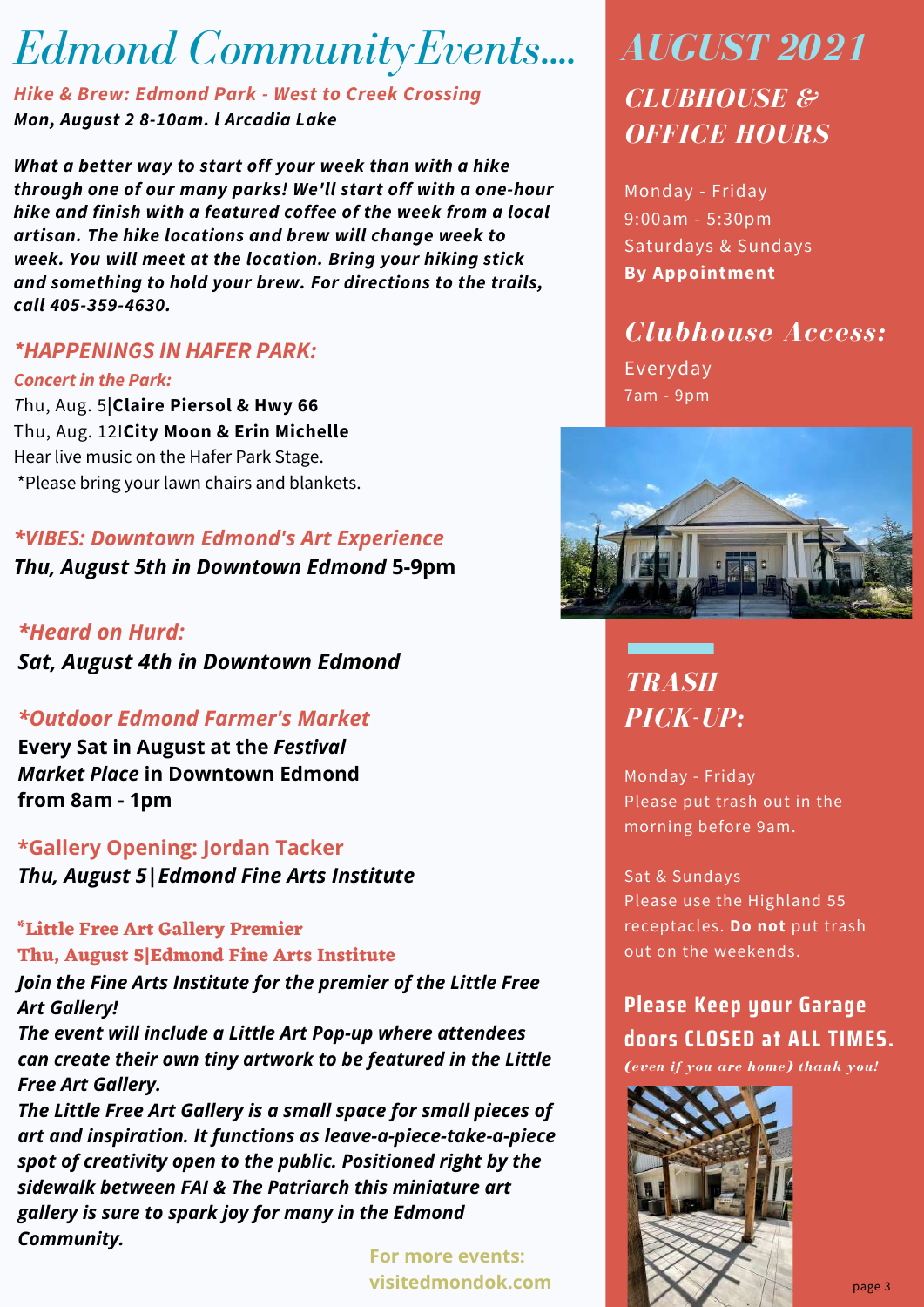# Edmond Community Events....

***Hike & Brew: Edmond Park - West to Creek Crossing***
***Mon, August 2 8-10am. l Arcadia Lake***

***What a better way to start off your week than with a hike through one of our many parks! We'll start off with a one-hour hike and finish with a featured coffee of the week from a local artisan. The hike locations and brew will change week to week. You will meet at the location. Bring your hiking stick and something to hold your brew. For directions to the trails, call 405-359-4630.***

## *HAPPENINGS IN HAFER PARK:

*Concert in the Park:*

Thu, Aug. 5|**Claire Piersol & Hwy 66**
Thu, Aug. 12I**City Moon & Erin Michelle**
Hear live music on the Hafer Park Stage.
*Please bring your lawn chairs and blankets.

## *VIBES: Downtown Edmond's Art Experience

***Thu, August 5th in Downtown Edmond* 5-9pm**

## *Heard on Hurd:

***Sat, August 4th in Downtown Edmond***

## *Outdoor Edmond Farmer's Market

**Every Sat in August at the *Festival Market Place* in Downtown Edmond from 8am - 1pm**

## *Gallery Opening: Jordan Tacker

***Thu, August 5|Edmond Fine Arts Institute***

## *Little Free Art Gallery Premier

**Thu, August 5|Edmond Fine Arts Institute**

***Join the Fine Arts Institute for the premier of the Little Free Art Gallery!***
***The event will include a Little Art Pop-up where attendees can create their own tiny artwork to be featured in the Little Free Art Gallery.***
***The Little Free Art Gallery is a small space for small pieces of art and inspiration. It functions as leave-a-piece-take-a-piece spot of creativity open to the public. Positioned right by the sidewalk between FAI & The Patriarch this miniature art gallery is sure to spark joy for many in the Edmond Community.***

**For more events: visitedmondok.com**

# AUGUST 2021

## CLUBHOUSE & OFFICE HOURS

Monday - Friday
9:00am - 5:30pm
Saturdays & Sundays
**By Appointment**

## Clubhouse Access:

Everyday
7am - 9pm

## TRASH PICK-UP:

Monday - Friday
Please put trash out in the morning before 9am.

Sat & Sundays
Please use the Highland 55 receptacles. **Do not** put trash out on the weekends.

**Please Keep your Garage doors CLOSED at ALL TIMES.**
*(even if you are home) thank you!*